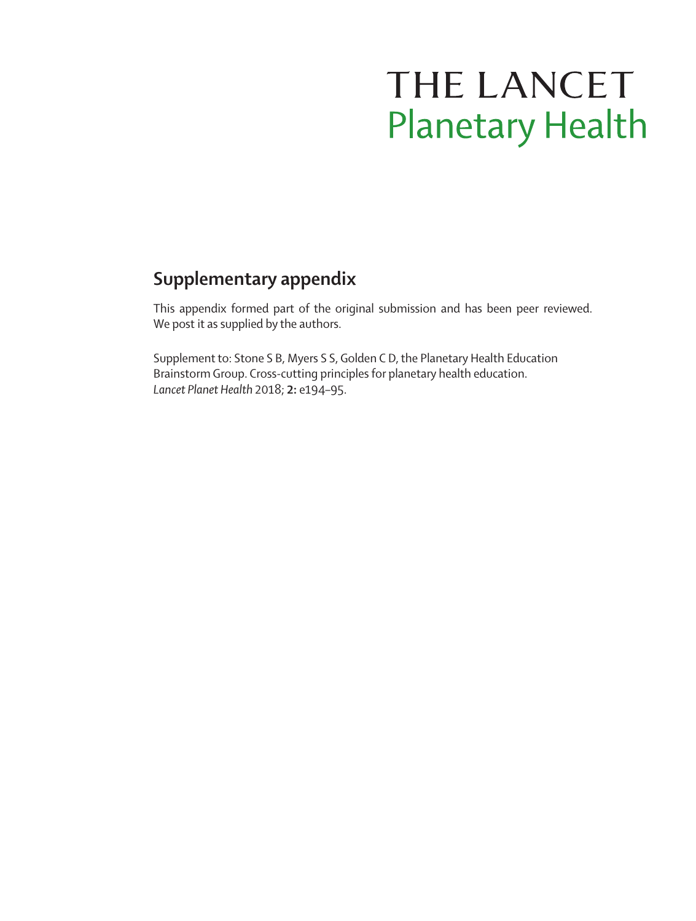# THE LANCET
# Planetary Health

## Supplementary appendix

This appendix formed part of the original submission and has been peer reviewed. We post it as supplied by the authors.

Supplement to: Stone S B, Myers S S, Golden C D, the Planetary Health Education Brainstorm Group. Cross-cutting principles for planetary health education. *Lancet Planet Health* 2018; **2:** e194–95.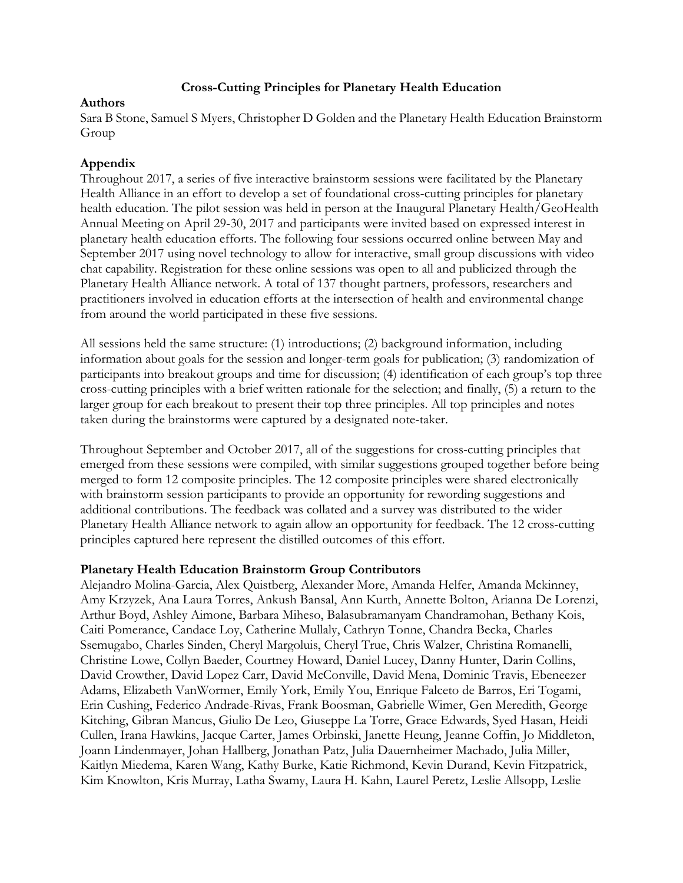**Cross-Cutting Principles for Planetary Health Education**

**Authors**

Sara B Stone, Samuel S Myers, Christopher D Golden and the Planetary Health Education Brainstorm Group

## Appendix

Throughout 2017, a series of five interactive brainstorm sessions were facilitated by the Planetary Health Alliance in an effort to develop a set of foundational cross-cutting principles for planetary health education. The pilot session was held in person at the Inaugural Planetary Health/GeoHealth Annual Meeting on April 29-30, 2017 and participants were invited based on expressed interest in planetary health education efforts. The following four sessions occurred online between May and September 2017 using novel technology to allow for interactive, small group discussions with video chat capability. Registration for these online sessions was open to all and publicized through the Planetary Health Alliance network. A total of 137 thought partners, professors, researchers and practitioners involved in education efforts at the intersection of health and environmental change from around the world participated in these five sessions.

All sessions held the same structure: (1) introductions; (2) background information, including information about goals for the session and longer-term goals for publication; (3) randomization of participants into breakout groups and time for discussion; (4) identification of each group's top three cross-cutting principles with a brief written rationale for the selection; and finally, (5) a return to the larger group for each breakout to present their top three principles. All top principles and notes taken during the brainstorms were captured by a designated note-taker.

Throughout September and October 2017, all of the suggestions for cross-cutting principles that emerged from these sessions were compiled, with similar suggestions grouped together before being merged to form 12 composite principles. The 12 composite principles were shared electronically with brainstorm session participants to provide an opportunity for rewording suggestions and additional contributions. The feedback was collated and a survey was distributed to the wider Planetary Health Alliance network to again allow an opportunity for feedback. The 12 cross-cutting principles captured here represent the distilled outcomes of this effort.

**Planetary Health Education Brainstorm Group Contributors**

Alejandro Molina-Garcia, Alex Quistberg, Alexander More, Amanda Helfer, Amanda Mckinney, Amy Krzyzek, Ana Laura Torres, Ankush Bansal, Ann Kurth, Annette Bolton, Arianna De Lorenzi, Arthur Boyd, Ashley Aimone, Barbara Miheso, Balasubramanyam Chandramohan, Bethany Kois, Caiti Pomerance, Candace Loy, Catherine Mullaly, Cathryn Tonne, Chandra Becka, Charles Ssemugabo, Charles Sinden, Cheryl Margoluis, Cheryl True, Chris Walzer, Christina Romanelli, Christine Lowe, Collyn Baeder, Courtney Howard, Daniel Lucey, Danny Hunter, Darin Collins, David Crowther, David Lopez Carr, David McConville, David Mena, Dominic Travis, Ebeneezer Adams, Elizabeth VanWormer, Emily York, Emily You, Enrique Falceto de Barros, Eri Togami, Erin Cushing, Federico Andrade-Rivas, Frank Boosman, Gabrielle Wimer, Gen Meredith, George Kitching, Gibran Mancus, Giulio De Leo, Giuseppe La Torre, Grace Edwards, Syed Hasan, Heidi Cullen, Irana Hawkins, Jacque Carter, James Orbinski, Janette Heung, Jeanne Coffin, Jo Middleton, Joann Lindenmayer, Johan Hallberg, Jonathan Patz, Julia Dauernheimer Machado, Julia Miller, Kaitlyn Miedema, Karen Wang, Kathy Burke, Katie Richmond, Kevin Durand, Kevin Fitzpatrick, Kim Knowlton, Kris Murray, Latha Swamy, Laura H. Kahn, Laurel Peretz, Leslie Allsopp, Leslie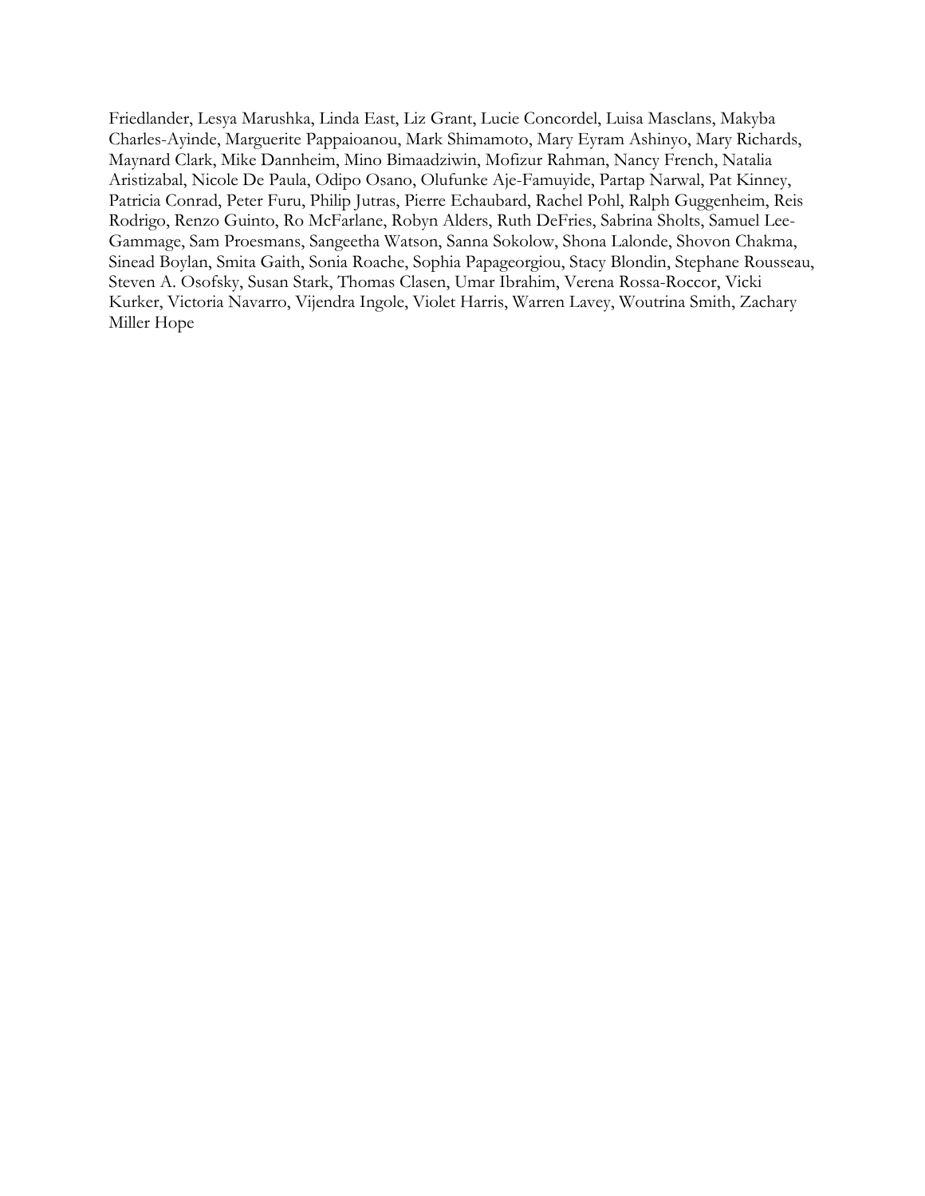Friedlander, Lesya Marushka, Linda East, Liz Grant, Lucie Concordel, Luisa Masclans, Makyba Charles-Ayinde, Marguerite Pappaioanou, Mark Shimamoto, Mary Eyram Ashinyo, Mary Richards, Maynard Clark, Mike Dannheim, Mino Bimaadziwin, Mofizur Rahman, Nancy French, Natalia Aristizabal, Nicole De Paula, Odipo Osano, Olufunke Aje-Famuyide, Partap Narwal, Pat Kinney, Patricia Conrad, Peter Furu, Philip Jutras, Pierre Echaubard, Rachel Pohl, Ralph Guggenheim, Reis Rodrigo, Renzo Guinto, Ro McFarlane, Robyn Alders, Ruth DeFries, Sabrina Sholts, Samuel Lee-Gammage, Sam Proesmans, Sangeetha Watson, Sanna Sokolow, Shona Lalonde, Shovon Chakma, Sinead Boylan, Smita Gaith, Sonia Roache, Sophia Papageorgiou, Stacy Blondin, Stephane Rousseau, Steven A. Osofsky, Susan Stark, Thomas Clasen, Umar Ibrahim, Verena Rossa-Roccor, Vicki Kurker, Victoria Navarro, Vijendra Ingole, Violet Harris, Warren Lavey, Woutrina Smith, Zachary Miller Hope